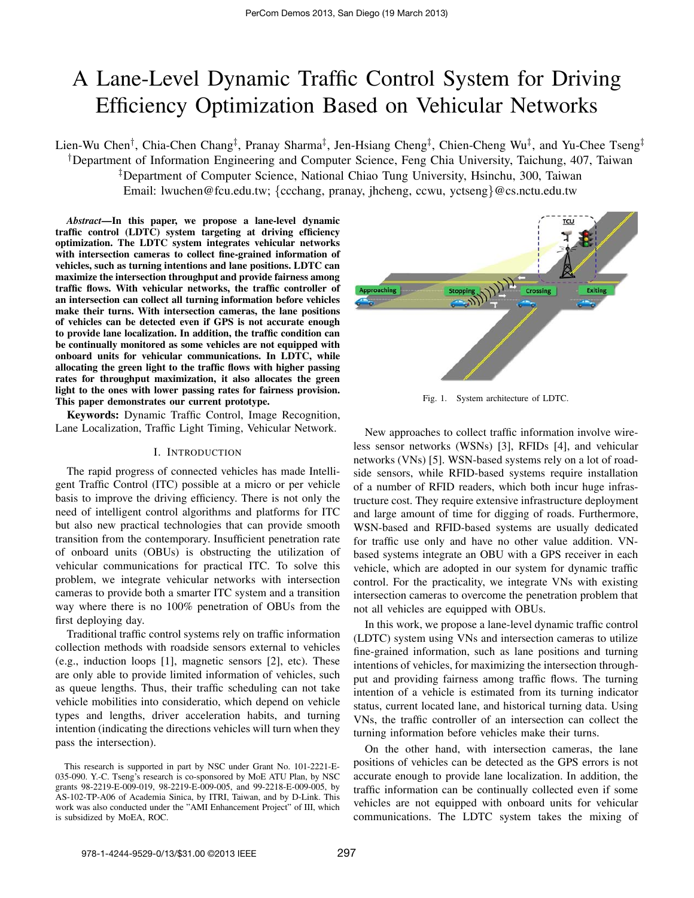# A Lane-Level Dynamic Traffic Control System for Driving Efficiency Optimization Based on Vehicular Networks

Lien-Wu Chen†, Chia-Chen Chang‡, Pranay Sharma‡, Jen-Hsiang Cheng‡, Chien-Cheng Wu‡, and Yu-Chee Tseng‡

†Department of Information Engineering and Computer Science, Feng Chia University, Taichung, 407, Taiwan

‡Department of Computer Science, National Chiao Tung University, Hsinchu, 300, Taiwan

Email: lwuchen@fcu.edu.tw; {ccchang, pranay, jhcheng, ccwu, yctseng}@cs.nctu.edu.tw

***Abstract*—In this paper, we propose a lane-level dynamic traffic control (LDTC) system targeting at driving efficiency optimization. The LDTC system integrates vehicular networks with intersection cameras to collect fine-grained information of vehicles, such as turning intentions and lane positions. LDTC can maximize the intersection throughput and provide fairness among traffic flows. With vehicular networks, the traffic controller of an intersection can collect all turning information before vehicles make their turns. With intersection cameras, the lane positions of vehicles can be detected even if GPS is not accurate enough to provide lane localization. In addition, the traffic condition can be continually monitored as some vehicles are not equipped with onboard units for vehicular communications. In LDTC, while allocating the green light to the traffic flows with higher passing rates for throughput maximization, it also allocates the green light to the ones with lower passing rates for fairness provision. This paper demonstrates our current prototype.**

**Keywords:** Dynamic Traffic Control, Image Recognition, Lane Localization, Traffic Light Timing, Vehicular Network.

## I. Introduction

The rapid progress of connected vehicles has made Intelligent Traffic Control (ITC) possible at a micro or per vehicle basis to improve the driving efficiency. There is not only the need of intelligent control algorithms and platforms for ITC but also new practical technologies that can provide smooth transition from the contemporary. Insufficient penetration rate of onboard units (OBUs) is obstructing the utilization of vehicular communications for practical ITC. To solve this problem, we integrate vehicular networks with intersection cameras to provide both a smarter ITC system and a transition way where there is no 100% penetration of OBUs from the first deploying day.

Traditional traffic control systems rely on traffic information collection methods with roadside sensors external to vehicles (e.g., induction loops [1], magnetic sensors [2], etc). These are only able to provide limited information of vehicles, such as queue lengths. Thus, their traffic scheduling can not take vehicle mobilities into consideratio, which depend on vehicle types and lengths, driver acceleration habits, and turning intention (indicating the directions vehicles will turn when they pass the intersection).

This research is supported in part by NSC under Grant No. 101-2221-E-035-090. Y.-C. Tseng's research is co-sponsored by MoE ATU Plan, by NSC grants 98-2219-E-009-019, 98-2219-E-009-005, and 99-2218-E-009-005, by AS-102-TP-A06 of Academia Sinica, by ITRI, Taiwan, and by D-Link. This work was also conducted under the "AMI Enhancement Project" of III, which is subsidized by MoEA, ROC.

TCU

Approaching

Stopping

Crossing

Exiting

Fig. 1. System architecture of LDTC.

New approaches to collect traffic information involve wireless sensor networks (WSNs) [3], RFIDs [4], and vehicular networks (VNs) [5]. WSN-based systems rely on a lot of roadside sensors, while RFID-based systems require installation of a number of RFID readers, which both incur huge infrastructure cost. They require extensive infrastructure deployment and large amount of time for digging of roads. Furthermore, WSN-based and RFID-based systems are usually dedicated for traffic use only and have no other value addition. VN-based systems integrate an OBU with a GPS receiver in each vehicle, which are adopted in our system for dynamic traffic control. For the practicality, we integrate VNs with existing intersection cameras to overcome the penetration problem that not all vehicles are equipped with OBUs.

In this work, we propose a lane-level dynamic traffic control (LDTC) system using VNs and intersection cameras to utilize fine-grained information, such as lane positions and turning intentions of vehicles, for maximizing the intersection throughput and providing fairness among traffic flows. The turning intention of a vehicle is estimated from its turning indicator status, current located lane, and historical turning data. Using VNs, the traffic controller of an intersection can collect the turning information before vehicles make their turns.

On the other hand, with intersection cameras, the lane positions of vehicles can be detected as the GPS errors is not accurate enough to provide lane localization. In addition, the traffic information can be continually collected even if some vehicles are not equipped with onboard units for vehicular communications. The LDTC system takes the mixing of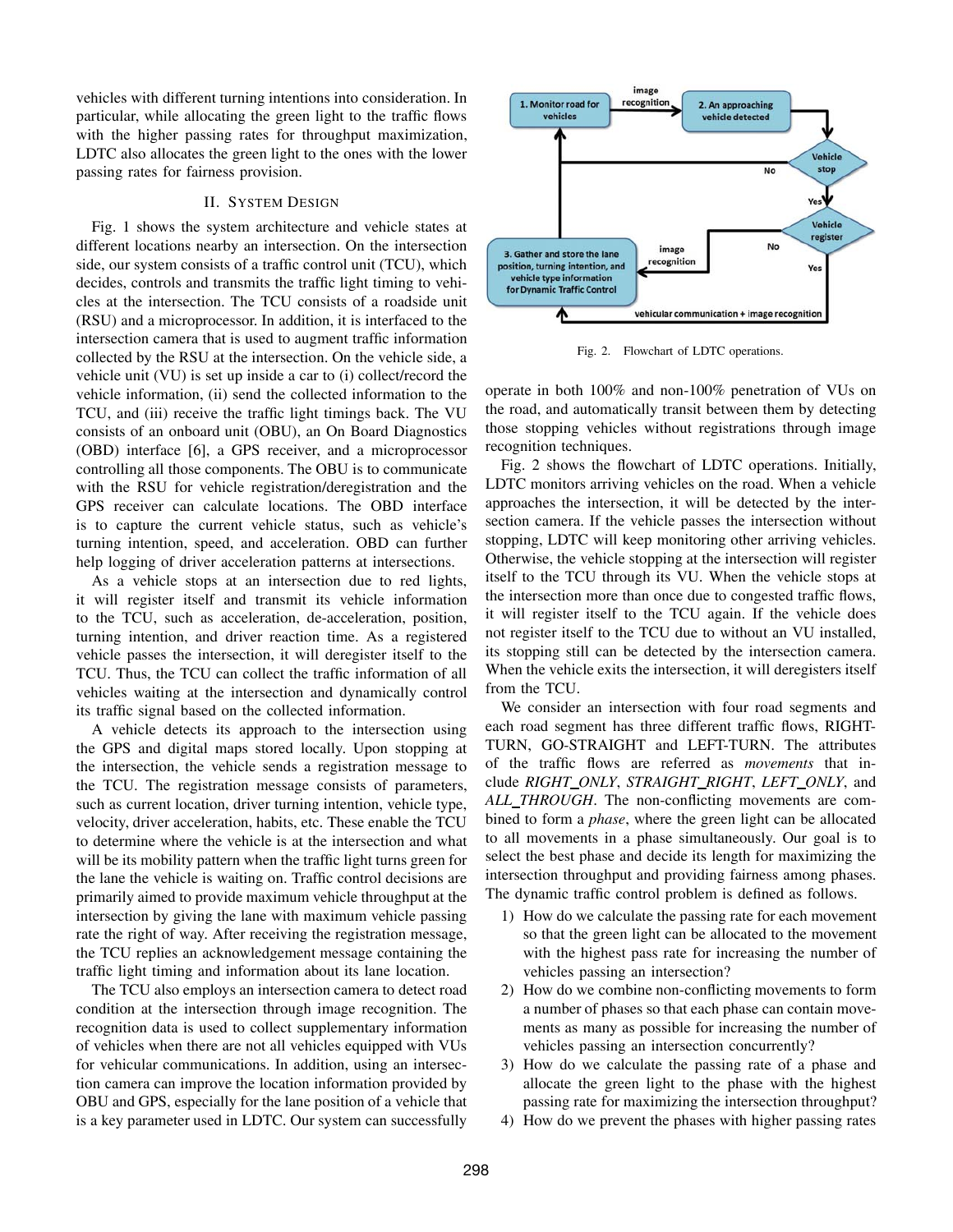vehicles with different turning intentions into consideration. In particular, while allocating the green light to the traffic flows with the higher passing rates for throughput maximization, LDTC also allocates the green light to the ones with the lower passing rates for fairness provision.

## II. System Design

Fig. 1 shows the system architecture and vehicle states at different locations nearby an intersection. On the intersection side, our system consists of a traffic control unit (TCU), which decides, controls and transmits the traffic light timing to vehicles at the intersection. The TCU consists of a roadside unit (RSU) and a microprocessor. In addition, it is interfaced to the intersection camera that is used to augment traffic information collected by the RSU at the intersection. On the vehicle side, a vehicle unit (VU) is set up inside a car to (i) collect/record the vehicle information, (ii) send the collected information to the TCU, and (iii) receive the traffic light timings back. The VU consists of an onboard unit (OBU), an On Board Diagnostics (OBD) interface [6], a GPS receiver, and a microprocessor controlling all those components. The OBU is to communicate with the RSU for vehicle registration/deregistration and the GPS receiver can calculate locations. The OBD interface is to capture the current vehicle status, such as vehicle's turning intention, speed, and acceleration. OBD can further help logging of driver acceleration patterns at intersections.

As a vehicle stops at an intersection due to red lights, it will register itself and transmit its vehicle information to the TCU, such as acceleration, de-acceleration, position, turning intention, and driver reaction time. As a registered vehicle passes the intersection, it will deregister itself to the TCU. Thus, the TCU can collect the traffic information of all vehicles waiting at the intersection and dynamically control its traffic signal based on the collected information.

A vehicle detects its approach to the intersection using the GPS and digital maps stored locally. Upon stopping at the intersection, the vehicle sends a registration message to the TCU. The registration message consists of parameters, such as current location, driver turning intention, vehicle type, velocity, driver acceleration, habits, etc. These enable the TCU to determine where the vehicle is at the intersection and what will be its mobility pattern when the traffic light turns green for the lane the vehicle is waiting on. Traffic control decisions are primarily aimed to provide maximum vehicle throughput at the intersection by giving the lane with maximum vehicle passing rate the right of way. After receiving the registration message, the TCU replies an acknowledgement message containing the traffic light timing and information about its lane location.

The TCU also employs an intersection camera to detect road condition at the intersection through image recognition. The recognition data is used to collect supplementary information of vehicles when there are not all vehicles equipped with VUs for vehicular communications. In addition, using an intersection camera can improve the location information provided by OBU and GPS, especially for the lane position of a vehicle that is a key parameter used in LDTC. Our system can successfully operate in both 100% and non-100% penetration of VUs on the road, and automatically transit between them by detecting those stopping vehicles without registrations through image recognition techniques.

1. Monitor road for vehicles
image recognition
2. An approaching vehicle detected
Vehicle stop
No
Yes
Vehicle register
No
Yes
3. Gather and store the lane position, turning intention, and vehicle type information for Dynamic Traffic Control
image recognition
vehicular communication + image recognition

Fig. 2. Flowchart of LDTC operations.

Fig. 2 shows the flowchart of LDTC operations. Initially, LDTC monitors arriving vehicles on the road. When a vehicle approaches the intersection, it will be detected by the intersection camera. If the vehicle passes the intersection without stopping, LDTC will keep monitoring other arriving vehicles. Otherwise, the vehicle stopping at the intersection will register itself to the TCU through its VU. When the vehicle stops at the intersection more than once due to congested traffic flows, it will register itself to the TCU again. If the vehicle does not register itself to the TCU due to without an VU installed, its stopping still can be detected by the intersection camera. When the vehicle exits the intersection, it will deregisters itself from the TCU.

We consider an intersection with four road segments and each road segment has three different traffic flows, RIGHT-TURN, GO-STRAIGHT and LEFT-TURN. The attributes of the traffic flows are referred as *movements* that include *RIGHT_ONLY*, *STRAIGHT_RIGHT*, *LEFT_ONLY*, and *ALL_THROUGH*. The non-conflicting movements are combined to form a *phase*, where the green light can be allocated to all movements in a phase simultaneously. Our goal is to select the best phase and decide its length for maximizing the intersection throughput and providing fairness among phases. The dynamic traffic control problem is defined as follows.

1) How do we calculate the passing rate for each movement so that the green light can be allocated to the movement with the highest pass rate for increasing the number of vehicles passing an intersection?
2) How do we combine non-conflicting movements to form a number of phases so that each phase can contain movements as many as possible for increasing the number of vehicles passing an intersection concurrently?
3) How do we calculate the passing rate of a phase and allocate the green light to the phase with the highest passing rate for maximizing the intersection throughput?
4) How do we prevent the phases with higher passing rates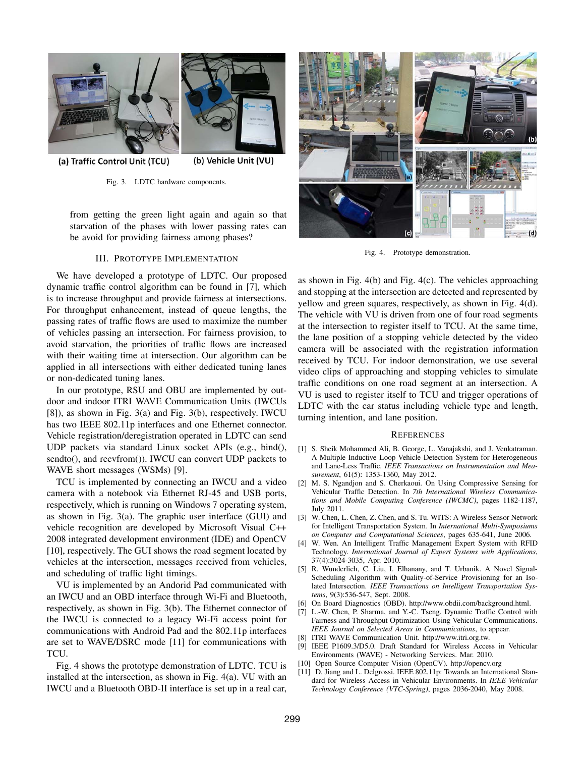(a) Traffic Control Unit (TCU) (b) Vehicle Unit (VU)

Fig. 3. LDTC hardware components.

from getting the green light again and again so that starvation of the phases with lower passing rates can be avoid for providing fairness among phases?

## III. Prototype Implementation

We have developed a prototype of LDTC. Our proposed dynamic traffic control algorithm can be found in [7], which is to increase throughput and provide fairness at intersections. For throughput enhancement, instead of queue lengths, the passing rates of traffic flows are used to maximize the number of vehicles passing an intersection. For fairness provision, to avoid starvation, the priorities of traffic flows are increased with their waiting time at intersection. Our algorithm can be applied in all intersections with either dedicated tuning lanes or non-dedicated tuning lanes.

In our prototype, RSU and OBU are implemented by outdoor and indoor ITRI WAVE Communication Units (IWCUs [8]), as shown in Fig. 3(a) and Fig. 3(b), respectively. IWCU has two IEEE 802.11p interfaces and one Ethernet connector. Vehicle registration/deregistration operated in LDTC can send UDP packets via standard Linux socket APIs (e.g., bind(), sendto(), and recvfrom()). IWCU can convert UDP packets to WAVE short messages (WSMs) [9].

TCU is implemented by connecting an IWCU and a video camera with a notebook via Ethernet RJ-45 and USB ports, respectively, which is running on Windows 7 operating system, as shown in Fig. 3(a). The graphic user interface (GUI) and vehicle recognition are developed by Microsoft Visual C++ 2008 integrated development environment (IDE) and OpenCV [10], respectively. The GUI shows the road segment located by vehicles at the intersection, messages received from vehicles, and scheduling of traffic light timings.

VU is implemented by an Andorid Pad communicated with an IWCU and an OBD interface through Wi-Fi and Bluetooth, respectively, as shown in Fig. 3(b). The Ethernet connector of the IWCU is connected to a legacy Wi-Fi access point for communications with Android Pad and the 802.11p interfaces are set to WAVE/DSRC mode [11] for communications with TCU.

Fig. 4 shows the prototype demonstration of LDTC. TCU is installed at the intersection, as shown in Fig. 4(a). VU with an IWCU and a Bluetooth OBD-II interface is set up in a real car, as shown in Fig. 4(b) and Fig. 4(c). The vehicles approaching and stopping at the intersection are detected and represented by yellow and green squares, respectively, as shown in Fig. 4(d). The vehicle with VU is driven from one of four road segments at the intersection to register itself to TCU. At the same time, the lane position of a stopping vehicle detected by the video camera will be associated with the registration information received by TCU. For indoor demonstration, we use several video clips of approaching and stopping vehicles to simulate traffic conditions on one road segment at an intersection. A VU is used to register itself to TCU and trigger operations of LDTC with the car status including vehicle type and length, turning intention, and lane position.

Fig. 4. Prototype demonstration.

## References

[1] S. Sheik Mohammed Ali, B. George, L. Vanajakshi, and J. Venkatraman. A Multiple Inductive Loop Vehicle Detection System for Heterogeneous and Lane-Less Traffic. *IEEE Transactions on Instrumentation and Measurement*, 61(5): 1353-1360, May 2012.

[2] M. S. Ngandjon and S. Cherkaoui. On Using Compressive Sensing for Vehicular Traffic Detection. In *7th International Wireless Communications and Mobile Computing Conference (IWCMC)*, pages 1182-1187, July 2011.

[3] W. Chen, L. Chen, Z. Chen, and S. Tu. WITS: A Wireless Sensor Network for Intelligent Transportation System. In *International Multi-Symposiums on Computer and Computational Sciences*, pages 635-641, June 2006.

[4] W. Wen. An Intelligent Traffic Management Expert System with RFID Technology. *International Journal of Expert Systems with Applications*, 37(4):3024-3035, Apr. 2010.

[5] R. Wunderlich, C. Liu, I. Elhanany, and T. Urbanik. A Novel Signal-Scheduling Algorithm with Quality-of-Service Provisioning for an Isolated Intersection. *IEEE Transactions on Intelligent Transportation Systems*, 9(3):536-547, Sept. 2008.

[6] On Board Diagnostics (OBD). http://www.obdii.com/background.html.

[7] L.-W. Chen, P. Sharma, and Y.-C. Tseng. Dynamic Traffic Control with Fairness and Throughput Optimization Using Vehicular Communications. *IEEE Journal on Selected Areas in Communications*, to appear.

[8] ITRI WAVE Communication Unit. http://www.itri.org.tw.

[9] IEEE P1609.3/D5.0. Draft Standard for Wireless Access in Vehicular Environments (WAVE) - Networking Services. Mar. 2010.

[10] Open Source Computer Vision (OpenCV). http://opencv.org

[11] D. Jiang and L. Delgrossi. IEEE 802.11p: Towards an International Standard for Wireless Access in Vehicular Environments. In *IEEE Vehicular Technology Conference (VTC-Spring)*, pages 2036-2040, May 2008.